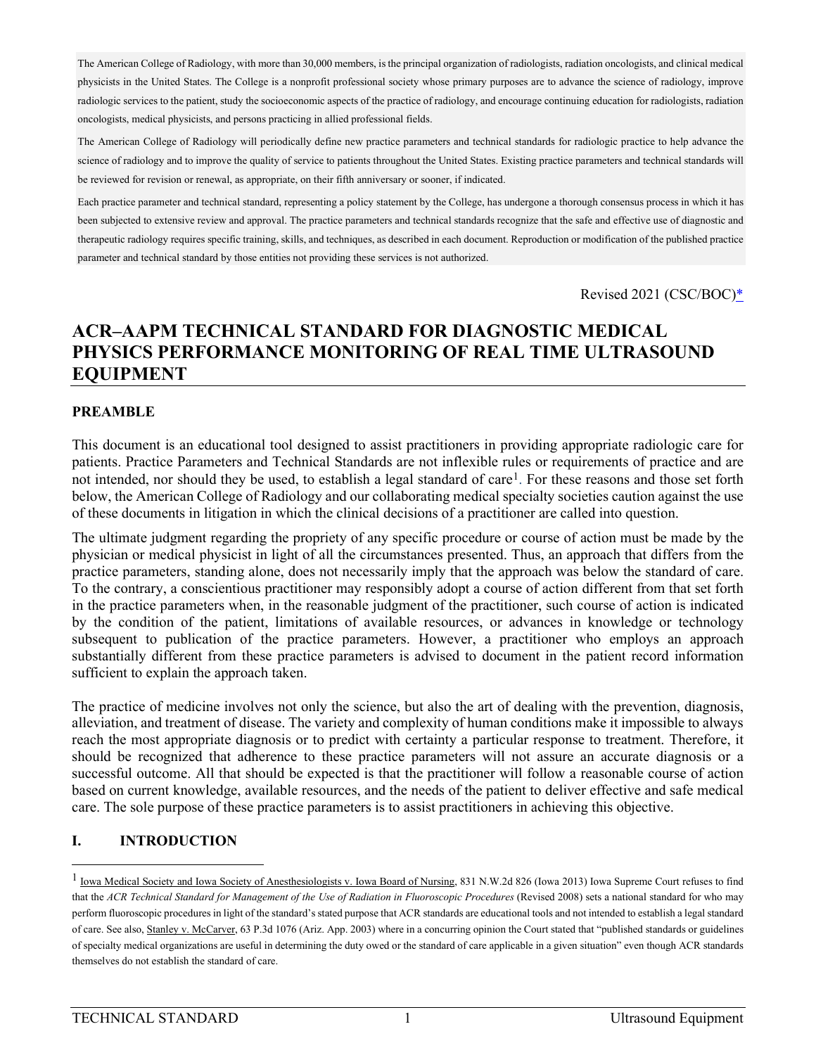The American College of Radiology, with more than 30,000 members, is the principal organization of radiologists, radiation oncologists, and clinical medical physicists in the United States. The College is a nonprofit professional society whose primary purposes are to advance the science of radiology, improve radiologic services to the patient, study the socioeconomic aspects of the practice of radiology, and encourage continuing education for radiologists, radiation oncologists, medical physicists, and persons practicing in allied professional fields.

The American College of Radiology will periodically define new practice parameters and technical standards for radiologic practice to help advance the science of radiology and to improve the quality of service to patients throughout the United States. Existing practice parameters and technical standards will be reviewed for revision or renewal, as appropriate, on their fifth anniversary or sooner, if indicated.

Each practice parameter and technical standard, representing a policy statement by the College, has undergone a thorough consensus process in which it has been subjected to extensive review and approval. The practice parameters and technical standards recognize that the safe and effective use of diagnostic and therapeutic radiology requires specific training, skills, and techniques, as described in each document. Reproduction or modification of the published practice parameter and technical standard by those entities not providing these services is not authorized.

Revised 2021 (CSC/BOC)*

# ACR–AAPM TECHNICAL STANDARD FOR DIAGNOSTIC MEDICAL PHYSICS PERFORMANCE MONITORING OF REAL TIME ULTRASOUND EQUIPMENT

## PREAMBLE

This document is an educational tool designed to assist practitioners in providing appropriate radiologic care for patients. Practice Parameters and Technical Standards are not inflexible rules or requirements of practice and are not intended, nor should they be used, to establish a legal standard of care[1]. For these reasons and those set forth below, the American College of Radiology and our collaborating medical specialty societies caution against the use of these documents in litigation in which the clinical decisions of a practitioner are called into question.

The ultimate judgment regarding the propriety of any specific procedure or course of action must be made by the physician or medical physicist in light of all the circumstances presented. Thus, an approach that differs from the practice parameters, standing alone, does not necessarily imply that the approach was below the standard of care. To the contrary, a conscientious practitioner may responsibly adopt a course of action different from that set forth in the practice parameters when, in the reasonable judgment of the practitioner, such course of action is indicated by the condition of the patient, limitations of available resources, or advances in knowledge or technology subsequent to publication of the practice parameters. However, a practitioner who employs an approach substantially different from these practice parameters is advised to document in the patient record information sufficient to explain the approach taken.

The practice of medicine involves not only the science, but also the art of dealing with the prevention, diagnosis, alleviation, and treatment of disease. The variety and complexity of human conditions make it impossible to always reach the most appropriate diagnosis or to predict with certainty a particular response to treatment. Therefore, it should be recognized that adherence to these practice parameters will not assure an accurate diagnosis or a successful outcome. All that should be expected is that the practitioner will follow a reasonable course of action based on current knowledge, available resources, and the needs of the patient to deliver effective and safe medical care. The sole purpose of these practice parameters is to assist practitioners in achieving this objective.

## I. INTRODUCTION

[1] Iowa Medical Society and Iowa Society of Anesthesiologists v. Iowa Board of Nursing, 831 N.W.2d 826 (Iowa 2013) Iowa Supreme Court refuses to find that the *ACR Technical Standard for Management of the Use of Radiation in Fluoroscopic Procedures* (Revised 2008) sets a national standard for who may perform fluoroscopic procedures in light of the standard's stated purpose that ACR standards are educational tools and not intended to establish a legal standard of care. See also, Stanley v. McCarver, 63 P.3d 1076 (Ariz. App. 2003) where in a concurring opinion the Court stated that "published standards or guidelines of specialty medical organizations are useful in determining the duty owed or the standard of care applicable in a given situation" even though ACR standards themselves do not establish the standard of care.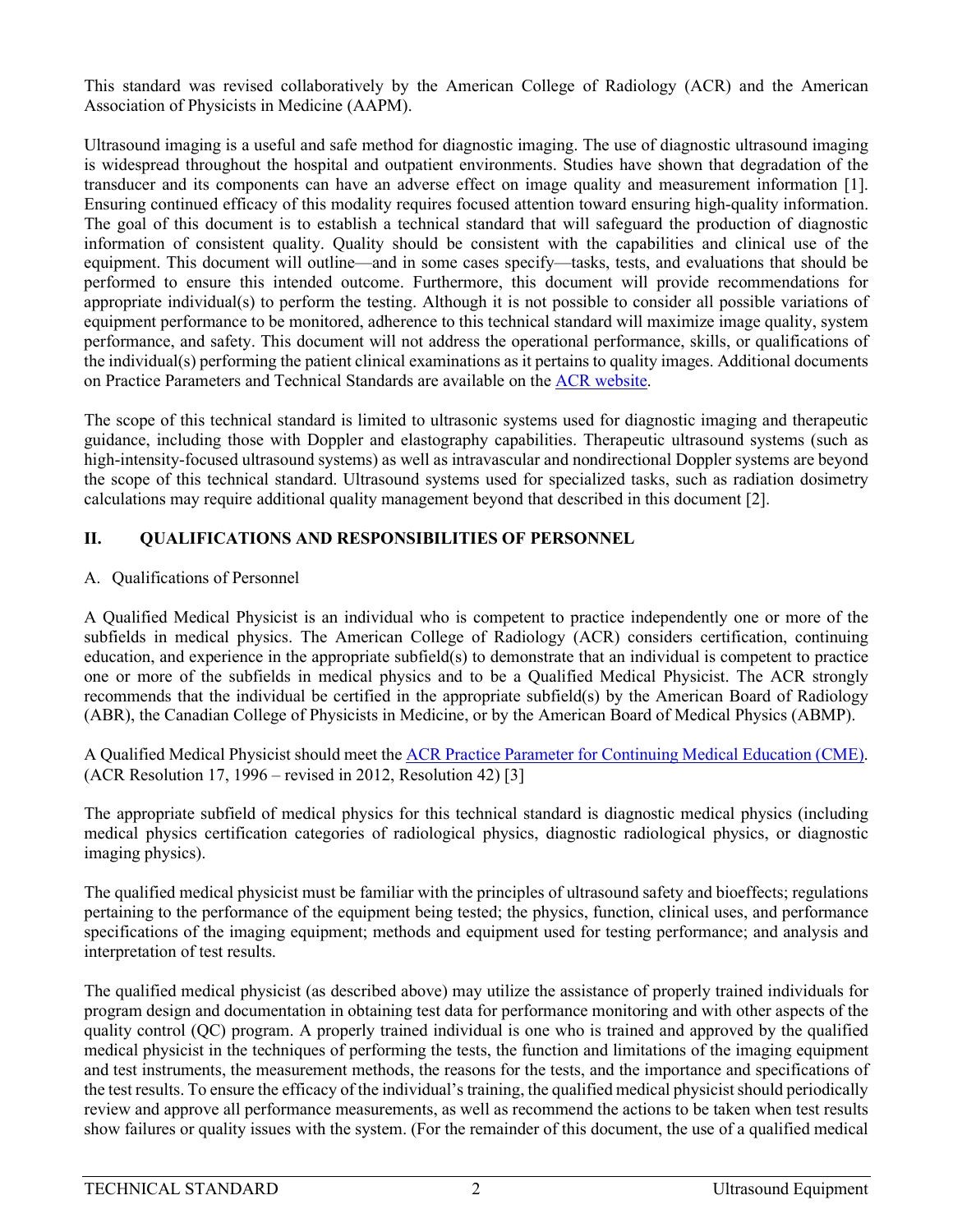This standard was revised collaboratively by the American College of Radiology (ACR) and the American Association of Physicists in Medicine (AAPM).

Ultrasound imaging is a useful and safe method for diagnostic imaging. The use of diagnostic ultrasound imaging is widespread throughout the hospital and outpatient environments. Studies have shown that degradation of the transducer and its components can have an adverse effect on image quality and measurement information [1]. Ensuring continued efficacy of this modality requires focused attention toward ensuring high-quality information. The goal of this document is to establish a technical standard that will safeguard the production of diagnostic information of consistent quality. Quality should be consistent with the capabilities and clinical use of the equipment. This document will outline—and in some cases specify—tasks, tests, and evaluations that should be performed to ensure this intended outcome. Furthermore, this document will provide recommendations for appropriate individual(s) to perform the testing. Although it is not possible to consider all possible variations of equipment performance to be monitored, adherence to this technical standard will maximize image quality, system performance, and safety. This document will not address the operational performance, skills, or qualifications of the individual(s) performing the patient clinical examinations as it pertains to quality images. Additional documents on Practice Parameters and Technical Standards are available on the [ACR website](ACR website).

The scope of this technical standard is limited to ultrasonic systems used for diagnostic imaging and therapeutic guidance, including those with Doppler and elastography capabilities. Therapeutic ultrasound systems (such as high-intensity-focused ultrasound systems) as well as intravascular and nondirectional Doppler systems are beyond the scope of this technical standard. Ultrasound systems used for specialized tasks, such as radiation dosimetry calculations may require additional quality management beyond that described in this document [2].

## II. QUALIFICATIONS AND RESPONSIBILITIES OF PERSONNEL

### A. Qualifications of Personnel

A Qualified Medical Physicist is an individual who is competent to practice independently one or more of the subfields in medical physics. The American College of Radiology (ACR) considers certification, continuing education, and experience in the appropriate subfield(s) to demonstrate that an individual is competent to practice one or more of the subfields in medical physics and to be a Qualified Medical Physicist. The ACR strongly recommends that the individual be certified in the appropriate subfield(s) by the American Board of Radiology (ABR), the Canadian College of Physicists in Medicine, or by the American Board of Medical Physics (ABMP).

A Qualified Medical Physicist should meet the ACR Practice Parameter for Continuing Medical Education (CME). (ACR Resolution 17, 1996 – revised in 2012, Resolution 42) [3]

The appropriate subfield of medical physics for this technical standard is diagnostic medical physics (including medical physics certification categories of radiological physics, diagnostic radiological physics, or diagnostic imaging physics).

The qualified medical physicist must be familiar with the principles of ultrasound safety and bioeffects; regulations pertaining to the performance of the equipment being tested; the physics, function, clinical uses, and performance specifications of the imaging equipment; methods and equipment used for testing performance; and analysis and interpretation of test results.

The qualified medical physicist (as described above) may utilize the assistance of properly trained individuals for program design and documentation in obtaining test data for performance monitoring and with other aspects of the quality control (QC) program. A properly trained individual is one who is trained and approved by the qualified medical physicist in the techniques of performing the tests, the function and limitations of the imaging equipment and test instruments, the measurement methods, the reasons for the tests, and the importance and specifications of the test results. To ensure the efficacy of the individual's training, the qualified medical physicist should periodically review and approve all performance measurements, as well as recommend the actions to be taken when test results show failures or quality issues with the system. (For the remainder of this document, the use of a qualified medical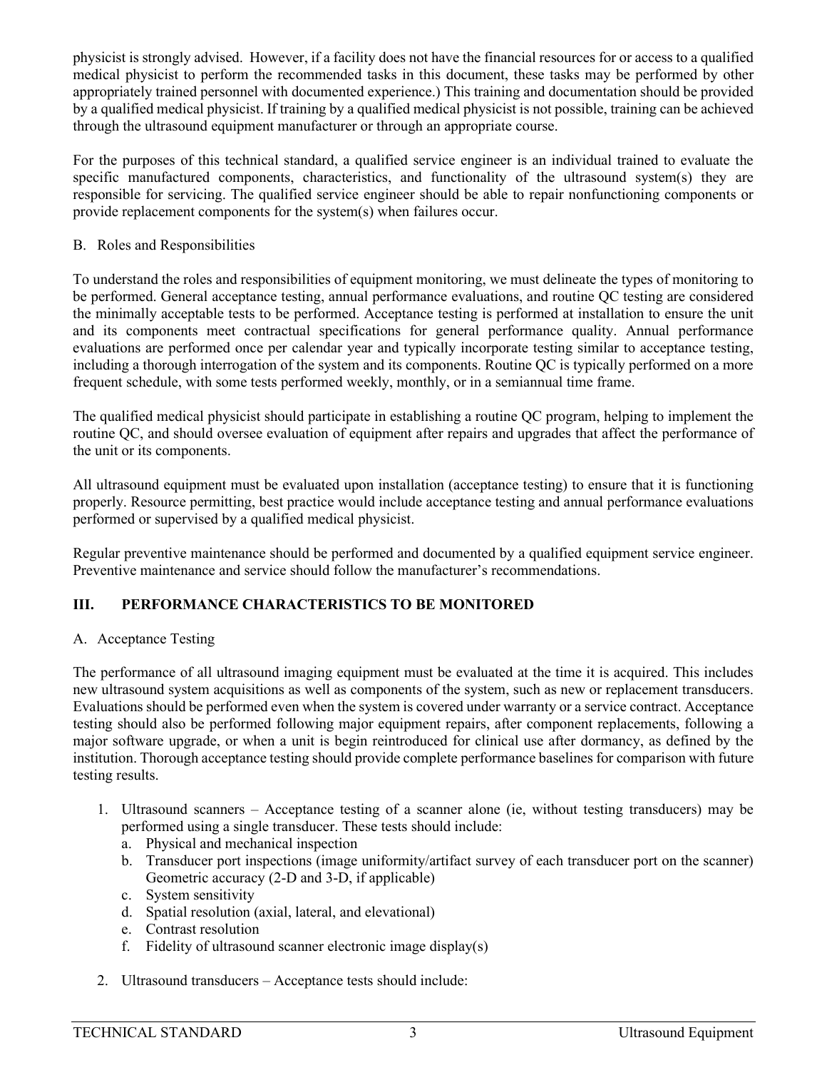physicist is strongly advised. However, if a facility does not have the financial resources for or access to a qualified medical physicist to perform the recommended tasks in this document, these tasks may be performed by other appropriately trained personnel with documented experience.) This training and documentation should be provided by a qualified medical physicist. If training by a qualified medical physicist is not possible, training can be achieved through the ultrasound equipment manufacturer or through an appropriate course.

For the purposes of this technical standard, a qualified service engineer is an individual trained to evaluate the specific manufactured components, characteristics, and functionality of the ultrasound system(s) they are responsible for servicing. The qualified service engineer should be able to repair nonfunctioning components or provide replacement components for the system(s) when failures occur.

B. Roles and Responsibilities

To understand the roles and responsibilities of equipment monitoring, we must delineate the types of monitoring to be performed. General acceptance testing, annual performance evaluations, and routine QC testing are considered the minimally acceptable tests to be performed. Acceptance testing is performed at installation to ensure the unit and its components meet contractual specifications for general performance quality. Annual performance evaluations are performed once per calendar year and typically incorporate testing similar to acceptance testing, including a thorough interrogation of the system and its components. Routine QC is typically performed on a more frequent schedule, with some tests performed weekly, monthly, or in a semiannual time frame.

The qualified medical physicist should participate in establishing a routine QC program, helping to implement the routine QC, and should oversee evaluation of equipment after repairs and upgrades that affect the performance of the unit or its components.

All ultrasound equipment must be evaluated upon installation (acceptance testing) to ensure that it is functioning properly. Resource permitting, best practice would include acceptance testing and annual performance evaluations performed or supervised by a qualified medical physicist.

Regular preventive maintenance should be performed and documented by a qualified equipment service engineer. Preventive maintenance and service should follow the manufacturer's recommendations.

## III. PERFORMANCE CHARACTERISTICS TO BE MONITORED

A. Acceptance Testing

The performance of all ultrasound imaging equipment must be evaluated at the time it is acquired. This includes new ultrasound system acquisitions as well as components of the system, such as new or replacement transducers. Evaluations should be performed even when the system is covered under warranty or a service contract. Acceptance testing should also be performed following major equipment repairs, after component replacements, following a major software upgrade, or when a unit is begin reintroduced for clinical use after dormancy, as defined by the institution. Thorough acceptance testing should provide complete performance baselines for comparison with future testing results.

1. Ultrasound scanners – Acceptance testing of a scanner alone (ie, without testing transducers) may be performed using a single transducer. These tests should include:
   a. Physical and mechanical inspection
   b. Transducer port inspections (image uniformity/artifact survey of each transducer port on the scanner) Geometric accuracy (2-D and 3-D, if applicable)
   c. System sensitivity
   d. Spatial resolution (axial, lateral, and elevational)
   e. Contrast resolution
   f. Fidelity of ultrasound scanner electronic image display(s)

2. Ultrasound transducers – Acceptance tests should include: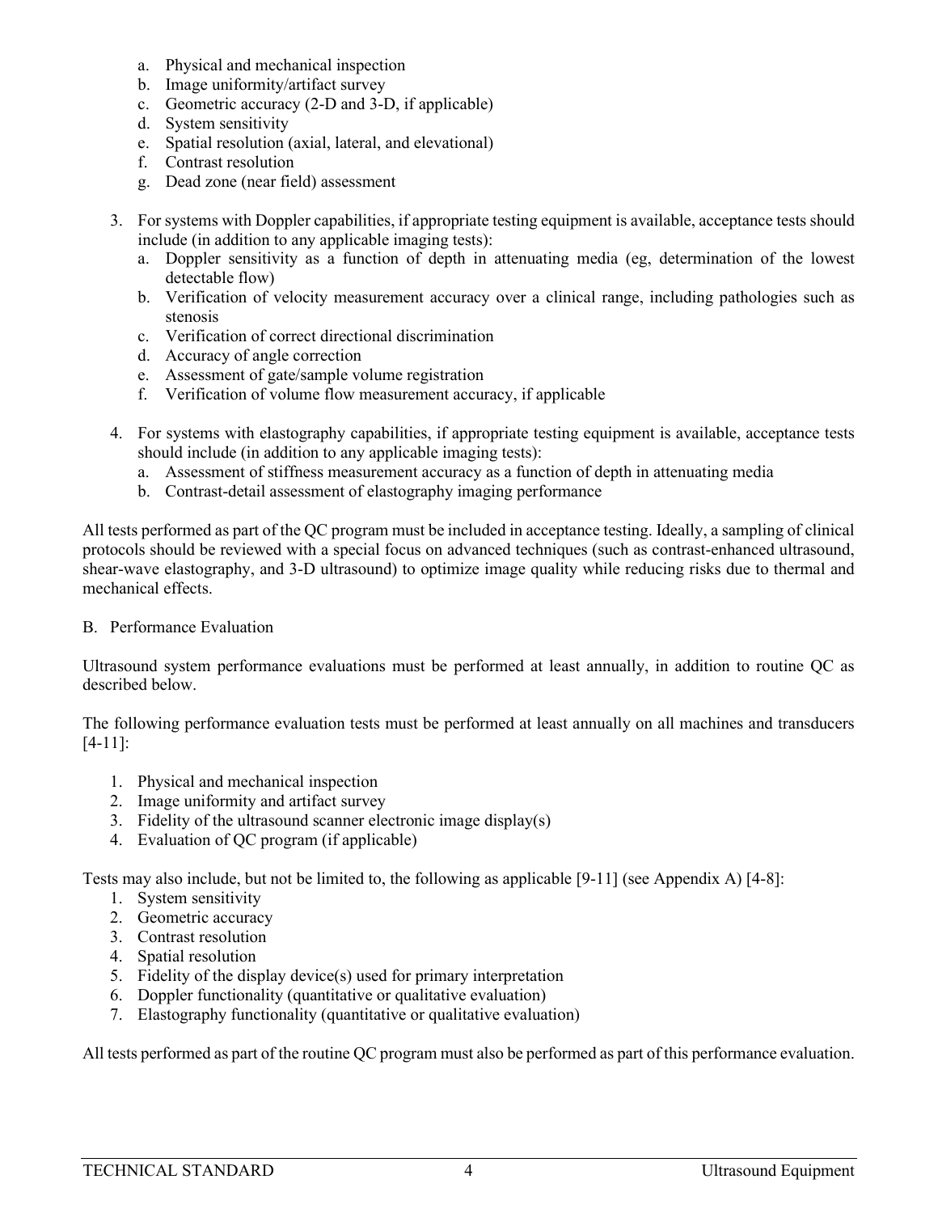a. Physical and mechanical inspection
   b. Image uniformity/artifact survey
   c. Geometric accuracy (2-D and 3-D, if applicable)
   d. System sensitivity
   e. Spatial resolution (axial, lateral, and elevational)
   f. Contrast resolution
   g. Dead zone (near field) assessment

3. For systems with Doppler capabilities, if appropriate testing equipment is available, acceptance tests should include (in addition to any applicable imaging tests):
   a. Doppler sensitivity as a function of depth in attenuating media (eg, determination of the lowest detectable flow)
   b. Verification of velocity measurement accuracy over a clinical range, including pathologies such as stenosis
   c. Verification of correct directional discrimination
   d. Accuracy of angle correction
   e. Assessment of gate/sample volume registration
   f. Verification of volume flow measurement accuracy, if applicable

4. For systems with elastography capabilities, if appropriate testing equipment is available, acceptance tests should include (in addition to any applicable imaging tests):
   a. Assessment of stiffness measurement accuracy as a function of depth in attenuating media
   b. Contrast-detail assessment of elastography imaging performance

All tests performed as part of the QC program must be included in acceptance testing. Ideally, a sampling of clinical protocols should be reviewed with a special focus on advanced techniques (such as contrast-enhanced ultrasound, shear-wave elastography, and 3-D ultrasound) to optimize image quality while reducing risks due to thermal and mechanical effects.

B. Performance Evaluation

Ultrasound system performance evaluations must be performed at least annually, in addition to routine QC as described below.

The following performance evaluation tests must be performed at least annually on all machines and transducers [4-11]:

1. Physical and mechanical inspection
2. Image uniformity and artifact survey
3. Fidelity of the ultrasound scanner electronic image display(s)
4. Evaluation of QC program (if applicable)

Tests may also include, but not be limited to, the following as applicable [9-11] (see Appendix A) [4-8]:

1. System sensitivity
2. Geometric accuracy
3. Contrast resolution
4. Spatial resolution
5. Fidelity of the display device(s) used for primary interpretation
6. Doppler functionality (quantitative or qualitative evaluation)
7. Elastography functionality (quantitative or qualitative evaluation)

All tests performed as part of the routine QC program must also be performed as part of this performance evaluation.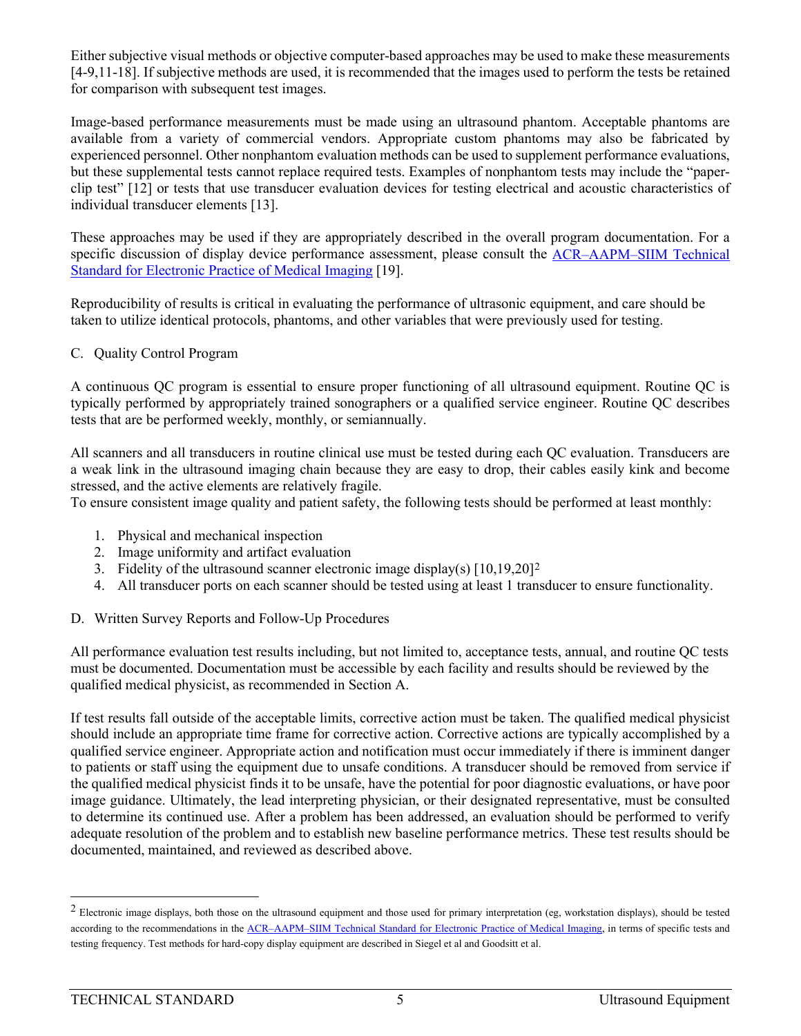Either subjective visual methods or objective computer-based approaches may be used to make these measurements [4-9,11-18]. If subjective methods are used, it is recommended that the images used to perform the tests be retained for comparison with subsequent test images.

Image-based performance measurements must be made using an ultrasound phantom. Acceptable phantoms are available from a variety of commercial vendors. Appropriate custom phantoms may also be fabricated by experienced personnel. Other nonphantom evaluation methods can be used to supplement performance evaluations, but these supplemental tests cannot replace required tests. Examples of nonphantom tests may include the "paper-clip test" [12] or tests that use transducer evaluation devices for testing electrical and acoustic characteristics of individual transducer elements [13].

These approaches may be used if they are appropriately described in the overall program documentation. For a specific discussion of display device performance assessment, please consult the ACR–AAPM–SIIM Technical Standard for Electronic Practice of Medical Imaging [19].

Reproducibility of results is critical in evaluating the performance of ultrasonic equipment, and care should be taken to utilize identical protocols, phantoms, and other variables that were previously used for testing.

C. Quality Control Program

A continuous QC program is essential to ensure proper functioning of all ultrasound equipment. Routine QC is typically performed by appropriately trained sonographers or a qualified service engineer. Routine QC describes tests that are be performed weekly, monthly, or semiannually.

All scanners and all transducers in routine clinical use must be tested during each QC evaluation. Transducers are a weak link in the ultrasound imaging chain because they are easy to drop, their cables easily kink and become stressed, and the active elements are relatively fragile.
To ensure consistent image quality and patient safety, the following tests should be performed at least monthly:

1. Physical and mechanical inspection
2. Image uniformity and artifact evaluation
3. Fidelity of the ultrasound scanner electronic image display(s) [10,19,20][2]
4. All transducer ports on each scanner should be tested using at least 1 transducer to ensure functionality.

D. Written Survey Reports and Follow-Up Procedures

All performance evaluation test results including, but not limited to, acceptance tests, annual, and routine QC tests must be documented. Documentation must be accessible by each facility and results should be reviewed by the qualified medical physicist, as recommended in Section A.

If test results fall outside of the acceptable limits, corrective action must be taken. The qualified medical physicist should include an appropriate time frame for corrective action. Corrective actions are typically accomplished by a qualified service engineer. Appropriate action and notification must occur immediately if there is imminent danger to patients or staff using the equipment due to unsafe conditions. A transducer should be removed from service if the qualified medical physicist finds it to be unsafe, have the potential for poor diagnostic evaluations, or have poor image guidance. Ultimately, the lead interpreting physician, or their designated representative, must be consulted to determine its continued use. After a problem has been addressed, an evaluation should be performed to verify adequate resolution of the problem and to establish new baseline performance metrics. These test results should be documented, maintained, and reviewed as described above.

---

[2] Electronic image displays, both those on the ultrasound equipment and those used for primary interpretation (eg, workstation displays), should be tested according to the recommendations in the ACR–AAPM–SIIM Technical Standard for Electronic Practice of Medical Imaging, in terms of specific tests and testing frequency. Test methods for hard-copy display equipment are described in Siegel et al and Goodsitt et al.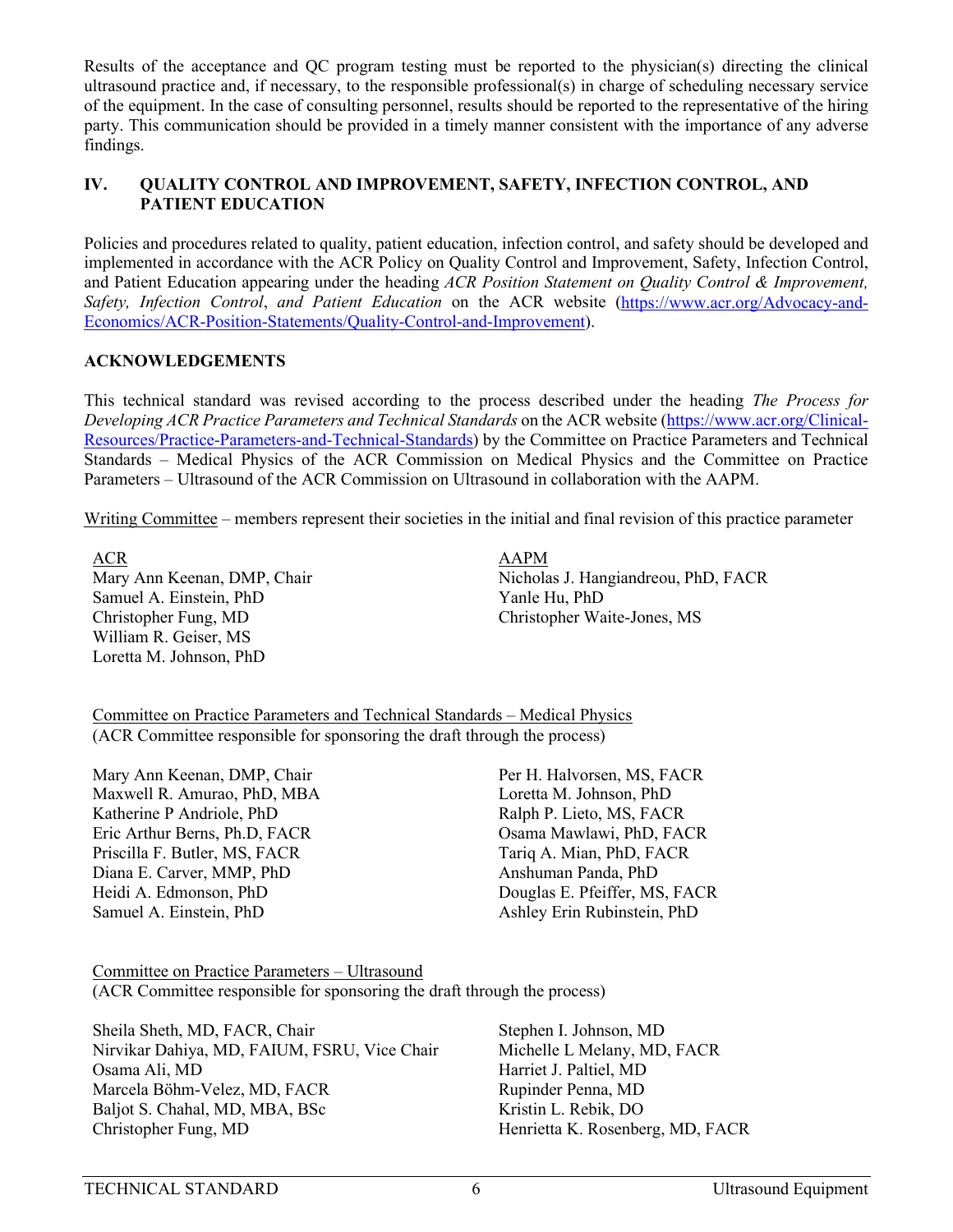Results of the acceptance and QC program testing must be reported to the physician(s) directing the clinical ultrasound practice and, if necessary, to the responsible professional(s) in charge of scheduling necessary service of the equipment. In the case of consulting personnel, results should be reported to the representative of the hiring party. This communication should be provided in a timely manner consistent with the importance of any adverse findings.

## IV. QUALITY CONTROL AND IMPROVEMENT, SAFETY, INFECTION CONTROL, AND PATIENT EDUCATION

Policies and procedures related to quality, patient education, infection control, and safety should be developed and implemented in accordance with the ACR Policy on Quality Control and Improvement, Safety, Infection Control, and Patient Education appearing under the heading *ACR Position Statement on Quality Control & Improvement, Safety, Infection Control, and Patient Education* on the ACR website (https://www.acr.org/Advocacy-and-Economics/ACR-Position-Statements/Quality-Control-and-Improvement).

## ACKNOWLEDGEMENTS

This technical standard was revised according to the process described under the heading *The Process for Developing ACR Practice Parameters and Technical Standards* on the ACR website (https://www.acr.org/Clinical-Resources/Practice-Parameters-and-Technical-Standards) by the Committee on Practice Parameters and Technical Standards – Medical Physics of the ACR Commission on Medical Physics and the Committee on Practice Parameters – Ultrasound of the ACR Commission on Ultrasound in collaboration with the AAPM.

Writing Committee – members represent their societies in the initial and final revision of this practice parameter

ACR
Mary Ann Keenan, DMP, Chair
Samuel A. Einstein, PhD
Christopher Fung, MD
William R. Geiser, MS
Loretta M. Johnson, PhD

AAPM
Nicholas J. Hangiandreou, PhD, FACR
Yanle Hu, PhD
Christopher Waite-Jones, MS

Committee on Practice Parameters and Technical Standards – Medical Physics
(ACR Committee responsible for sponsoring the draft through the process)

Mary Ann Keenan, DMP, Chair
Maxwell R. Amurao, PhD, MBA
Katherine P Andriole, PhD
Eric Arthur Berns, Ph.D, FACR
Priscilla F. Butler, MS, FACR
Diana E. Carver, MMP, PhD
Heidi A. Edmonson, PhD
Samuel A. Einstein, PhD
Per H. Halvorsen, MS, FACR
Loretta M. Johnson, PhD
Ralph P. Lieto, MS, FACR
Osama Mawlawi, PhD, FACR
Tariq A. Mian, PhD, FACR
Anshuman Panda, PhD
Douglas E. Pfeiffer, MS, FACR
Ashley Erin Rubinstein, PhD

Committee on Practice Parameters – Ultrasound
(ACR Committee responsible for sponsoring the draft through the process)

Sheila Sheth, MD, FACR, Chair
Nirvikar Dahiya, MD, FAIUM, FSRU, Vice Chair
Osama Ali, MD
Marcela Böhm-Velez, MD, FACR
Baljot S. Chahal, MD, MBA, BSc
Christopher Fung, MD
Stephen I. Johnson, MD
Michelle L Melany, MD, FACR
Harriet J. Paltiel, MD
Rupinder Penna, MD
Kristin L. Rebik, DO
Henrietta K. Rosenberg, MD, FACR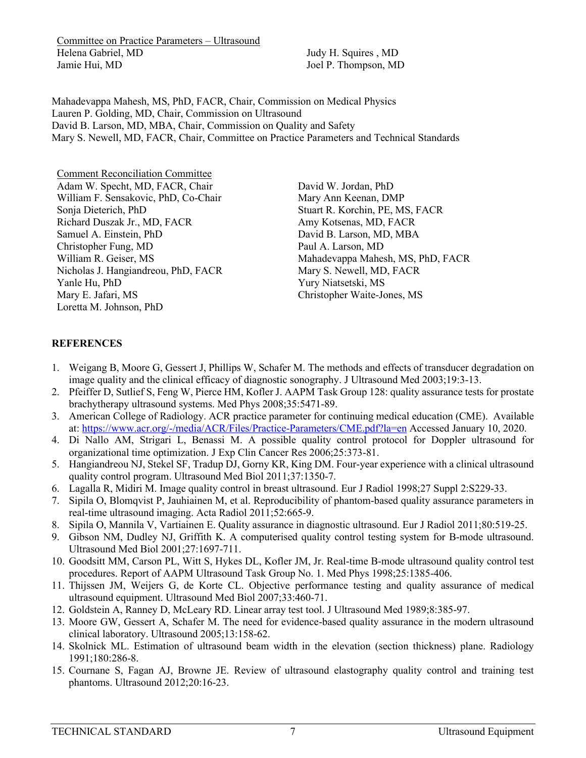Committee on Practice Parameters – Ultrasound

Helena Gabriel, MD
Jamie Hui, MD
Judy H. Squires , MD
Joel P. Thompson, MD

Mahadevappa Mahesh, MS, PhD, FACR, Chair, Commission on Medical Physics
Lauren P. Golding, MD, Chair, Commission on Ultrasound
David B. Larson, MD, MBA, Chair, Commission on Quality and Safety
Mary S. Newell, MD, FACR, Chair, Committee on Practice Parameters and Technical Standards

Comment Reconciliation Committee

Adam W. Specht, MD, FACR, Chair
William F. Sensakovic, PhD, Co-Chair
Sonja Dieterich, PhD
Richard Duszak Jr., MD, FACR
Samuel A. Einstein, PhD
Christopher Fung, MD
William R. Geiser, MS
Nicholas J. Hangiandreou, PhD, FACR
Yanle Hu, PhD
Mary E. Jafari, MS
Loretta M. Johnson, PhD
David W. Jordan, PhD
Mary Ann Keenan, DMP
Stuart R. Korchin, PE, MS, FACR
Amy Kotsenas, MD, FACR
David B. Larson, MD, MBA
Paul A. Larson, MD
Mahadevappa Mahesh, MS, PhD, FACR
Mary S. Newell, MD, FACR
Yury Niatsetski, MS
Christopher Waite-Jones, MS

## REFERENCES

1. Weigang B, Moore G, Gessert J, Phillips W, Schafer M. The methods and effects of transducer degradation on image quality and the clinical efficacy of diagnostic sonography. J Ultrasound Med 2003;19:3-13.
2. Pfeiffer D, Sutlief S, Feng W, Pierce HM, Kofler J. AAPM Task Group 128: quality assurance tests for prostate brachytherapy ultrasound systems. Med Phys 2008;35:5471-89.
3. American College of Radiology. ACR practice parameter for continuing medical education (CME). Available at: https://www.acr.org/-/media/ACR/Files/Practice-Parameters/CME.pdf?la=en Accessed January 10, 2020.
4. Di Nallo AM, Strigari L, Benassi M. A possible quality control protocol for Doppler ultrasound for organizational time optimization. J Exp Clin Cancer Res 2006;25:373-81.
5. Hangiandreou NJ, Stekel SF, Tradup DJ, Gorny KR, King DM. Four-year experience with a clinical ultrasound quality control program. Ultrasound Med Biol 2011;37:1350-7.
6. Lagalla R, Midiri M. Image quality control in breast ultrasound. Eur J Radiol 1998;27 Suppl 2:S229-33.
7. Sipila O, Blomqvist P, Jauhiainen M, et al. Reproducibility of phantom-based quality assurance parameters in real-time ultrasound imaging. Acta Radiol 2011;52:665-9.
8. Sipila O, Mannila V, Vartiainen E. Quality assurance in diagnostic ultrasound. Eur J Radiol 2011;80:519-25.
9. Gibson NM, Dudley NJ, Griffith K. A computerised quality control testing system for B-mode ultrasound. Ultrasound Med Biol 2001;27:1697-711.
10. Goodsitt MM, Carson PL, Witt S, Hykes DL, Kofler JM, Jr. Real-time B-mode ultrasound quality control test procedures. Report of AAPM Ultrasound Task Group No. 1. Med Phys 1998;25:1385-406.
11. Thijssen JM, Weijers G, de Korte CL. Objective performance testing and quality assurance of medical ultrasound equipment. Ultrasound Med Biol 2007;33:460-71.
12. Goldstein A, Ranney D, McLeary RD. Linear array test tool. J Ultrasound Med 1989;8:385-97.
13. Moore GW, Gessert A, Schafer M. The need for evidence-based quality assurance in the modern ultrasound clinical laboratory. Ultrasound 2005;13:158-62.
14. Skolnick ML. Estimation of ultrasound beam width in the elevation (section thickness) plane. Radiology 1991;180:286-8.
15. Cournane S, Fagan AJ, Browne JE. Review of ultrasound elastography quality control and training test phantoms. Ultrasound 2012;20:16-23.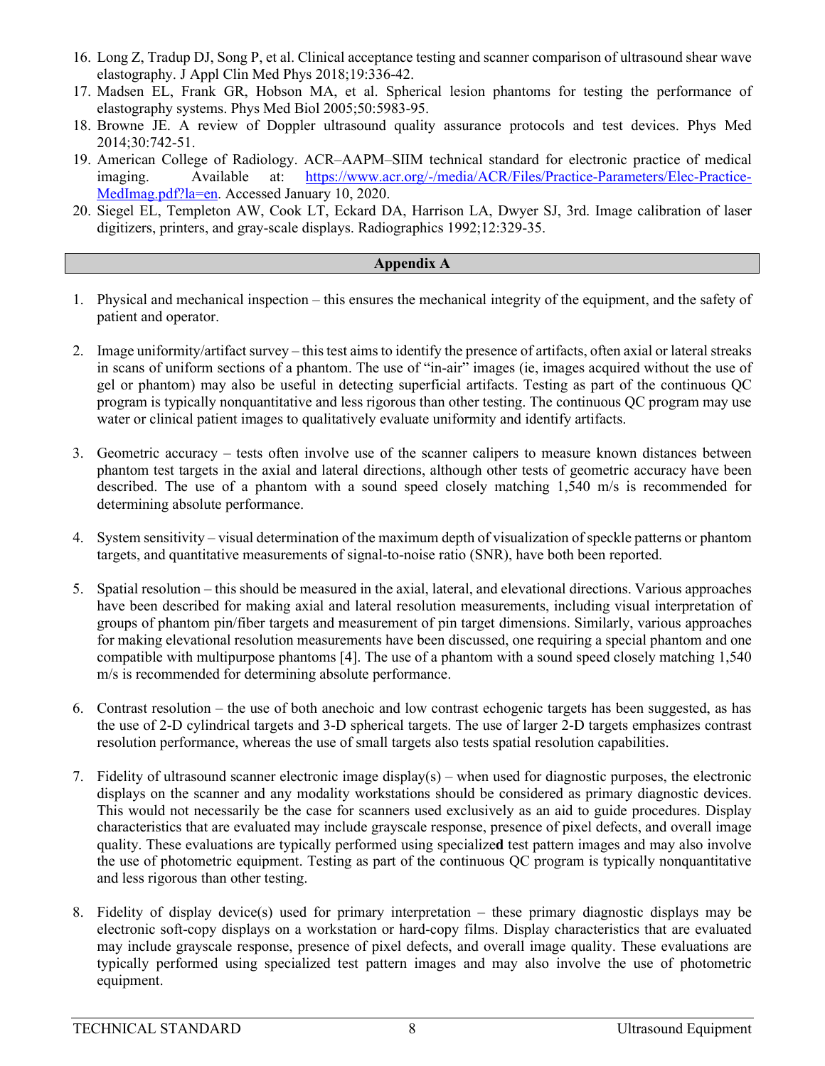16. Long Z, Tradup DJ, Song P, et al. Clinical acceptance testing and scanner comparison of ultrasound shear wave elastography. J Appl Clin Med Phys 2018;19:336-42.
17. Madsen EL, Frank GR, Hobson MA, et al. Spherical lesion phantoms for testing the performance of elastography systems. Phys Med Biol 2005;50:5983-95.
18. Browne JE. A review of Doppler ultrasound quality assurance protocols and test devices. Phys Med 2014;30:742-51.
19. American College of Radiology. ACR–AAPM–SIIM technical standard for electronic practice of medical imaging. Available at: https://www.acr.org/-/media/ACR/Files/Practice-Parameters/Elec-Practice-MedImag.pdf?la=en. Accessed January 10, 2020.
20. Siegel EL, Templeton AW, Cook LT, Eckard DA, Harrison LA, Dwyer SJ, 3rd. Image calibration of laser digitizers, printers, and gray-scale displays. Radiographics 1992;12:329-35.

## Appendix A

1. Physical and mechanical inspection – this ensures the mechanical integrity of the equipment, and the safety of patient and operator.

2. Image uniformity/artifact survey – this test aims to identify the presence of artifacts, often axial or lateral streaks in scans of uniform sections of a phantom. The use of "in-air" images (ie, images acquired without the use of gel or phantom) may also be useful in detecting superficial artifacts. Testing as part of the continuous QC program is typically nonquantitative and less rigorous than other testing. The continuous QC program may use water or clinical patient images to qualitatively evaluate uniformity and identify artifacts.

3. Geometric accuracy – tests often involve use of the scanner calipers to measure known distances between phantom test targets in the axial and lateral directions, although other tests of geometric accuracy have been described. The use of a phantom with a sound speed closely matching 1,540 m/s is recommended for determining absolute performance.

4. System sensitivity – visual determination of the maximum depth of visualization of speckle patterns or phantom targets, and quantitative measurements of signal-to-noise ratio (SNR), have both been reported.

5. Spatial resolution – this should be measured in the axial, lateral, and elevational directions. Various approaches have been described for making axial and lateral resolution measurements, including visual interpretation of groups of phantom pin/fiber targets and measurement of pin target dimensions. Similarly, various approaches for making elevational resolution measurements have been discussed, one requiring a special phantom and one compatible with multipurpose phantoms [4]. The use of a phantom with a sound speed closely matching 1,540 m/s is recommended for determining absolute performance.

6. Contrast resolution – the use of both anechoic and low contrast echogenic targets has been suggested, as has the use of 2-D cylindrical targets and 3-D spherical targets. The use of larger 2-D targets emphasizes contrast resolution performance, whereas the use of small targets also tests spatial resolution capabilities.

7. Fidelity of ultrasound scanner electronic image display(s) – when used for diagnostic purposes, the electronic displays on the scanner and any modality workstations should be considered as primary diagnostic devices. This would not necessarily be the case for scanners used exclusively as an aid to guide procedures. Display characteristics that are evaluated may include grayscale response, presence of pixel defects, and overall image quality. These evaluations are typically performed using specialized test pattern images and may also involve the use of photometric equipment. Testing as part of the continuous QC program is typically nonquantitative and less rigorous than other testing.

8. Fidelity of display device(s) used for primary interpretation – these primary diagnostic displays may be electronic soft-copy displays on a workstation or hard-copy films. Display characteristics that are evaluated may include grayscale response, presence of pixel defects, and overall image quality. These evaluations are typically performed using specialized test pattern images and may also involve the use of photometric equipment.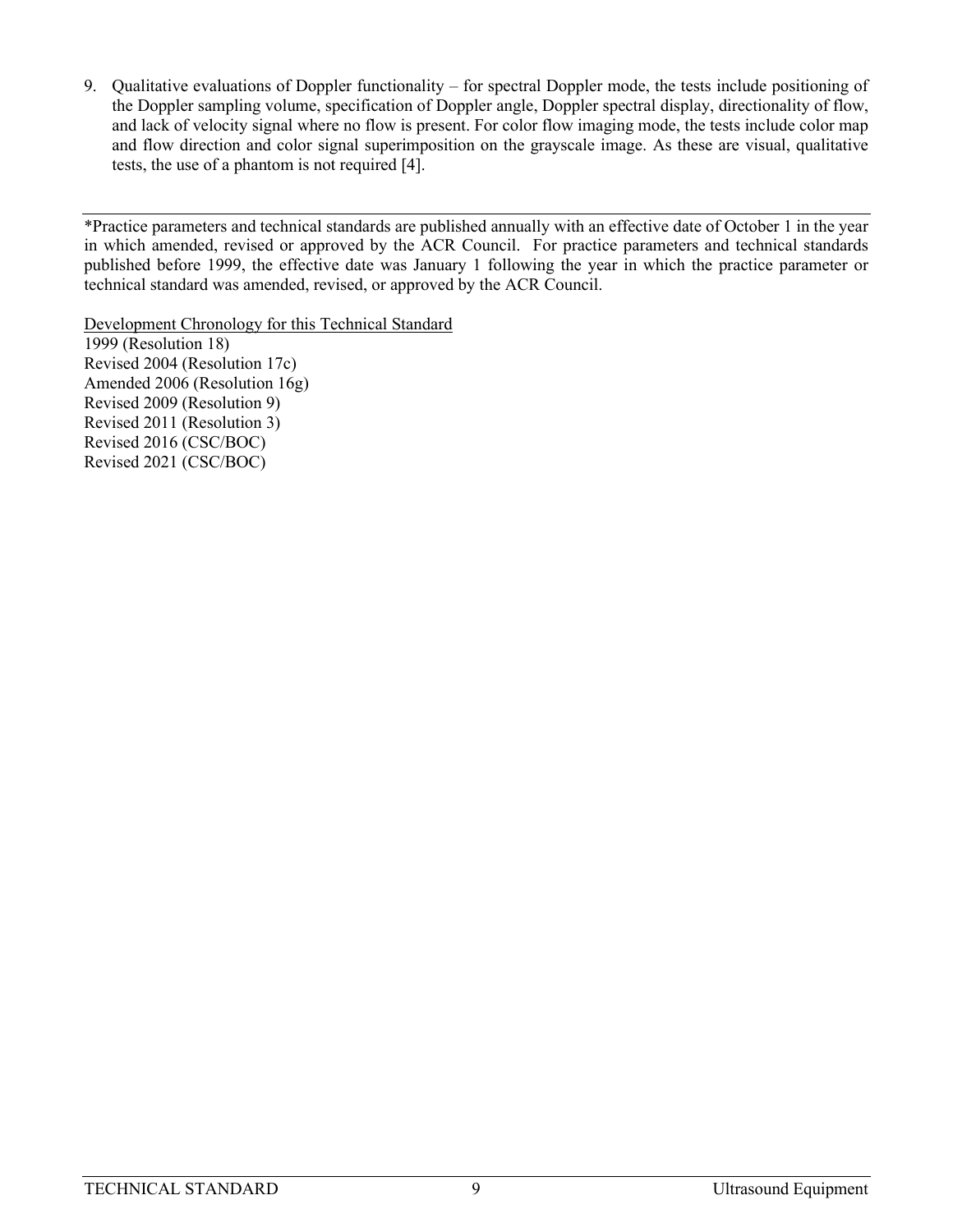9. Qualitative evaluations of Doppler functionality – for spectral Doppler mode, the tests include positioning of the Doppler sampling volume, specification of Doppler angle, Doppler spectral display, directionality of flow, and lack of velocity signal where no flow is present. For color flow imaging mode, the tests include color map and flow direction and color signal superimposition on the grayscale image. As these are visual, qualitative tests, the use of a phantom is not required [4].

---

*Practice parameters and technical standards are published annually with an effective date of October 1 in the year in which amended, revised or approved by the ACR Council. For practice parameters and technical standards published before 1999, the effective date was January 1 following the year in which the practice parameter or technical standard was amended, revised, or approved by the ACR Council.

<u>Development Chronology for this Technical Standard</u>

1999 (Resolution 18)
Revised 2004 (Resolution 17c)
Amended 2006 (Resolution 16g)
Revised 2009 (Resolution 9)
Revised 2011 (Resolution 3)
Revised 2016 (CSC/BOC)
Revised 2021 (CSC/BOC)